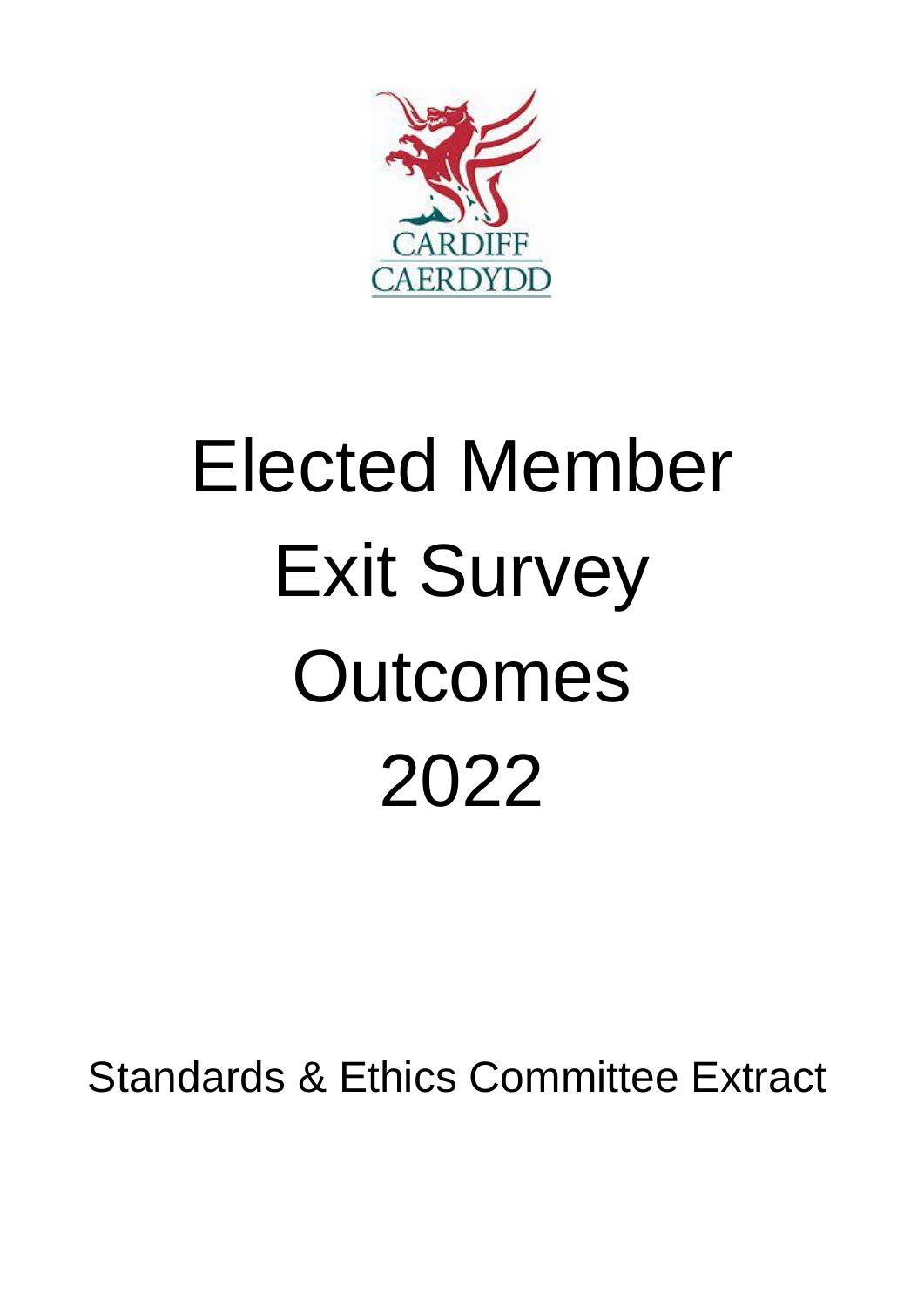CARDIFF
CAERDYDD

# Elected Member Exit Survey Outcomes 2022

Standards & Ethics Committee Extract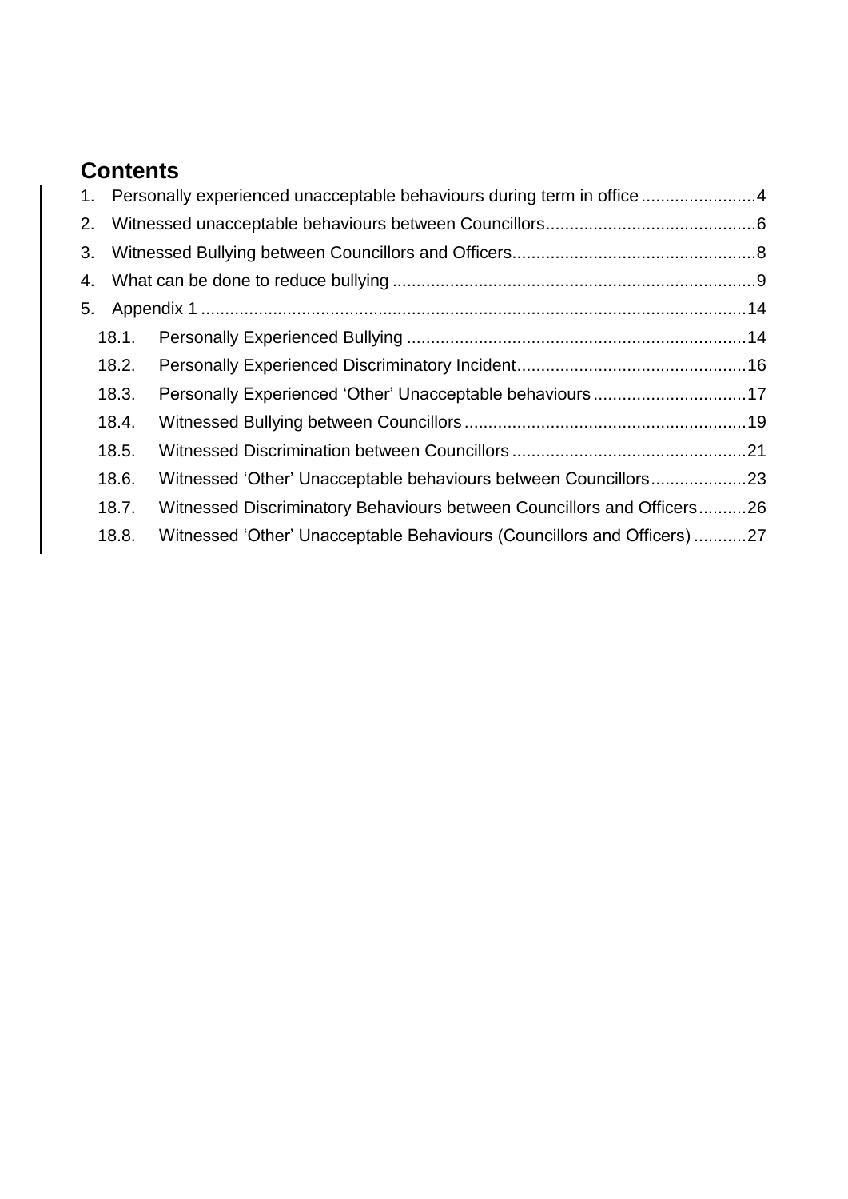# Contents

1. Personally experienced unacceptable behaviours during term in office........................4
2. Witnessed unacceptable behaviours between Councillors............................................6
3. Witnessed Bullying between Councillors and Officers...................................................8
4. What can be done to reduce bullying ...........................................................................9
5. Appendix 1 ..................................................................................................................14
   - 18.1. Personally Experienced Bullying ......................................................................14
   - 18.2. Personally Experienced Discriminatory Incident................................................16
   - 18.3. Personally Experienced ‘Other’ Unacceptable behaviours ................................17
   - 18.4. Witnessed Bullying between Councillors...........................................................19
   - 18.5. Witnessed Discrimination between Councillors .................................................21
   - 18.6. Witnessed ‘Other’ Unacceptable behaviours between Councillors....................23
   - 18.7. Witnessed Discriminatory Behaviours between Councillors and Officers..........26
   - 18.8. Witnessed ‘Other’ Unacceptable Behaviours (Councillors and Officers)...........27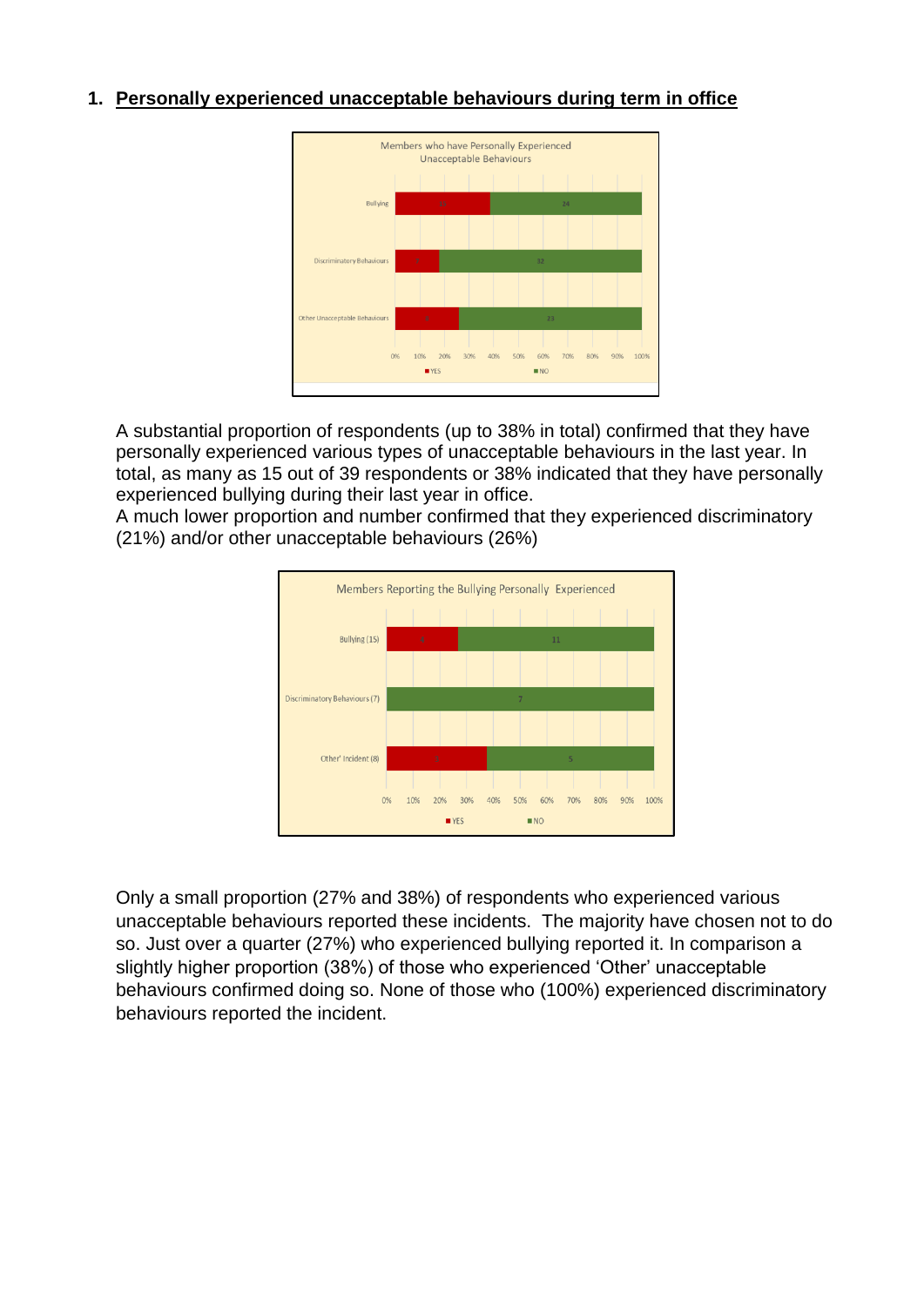1. **Personally experienced unacceptable behaviours during term in office**

A substantial proportion of respondents (up to 38% in total) confirmed that they have personally experienced various types of unacceptable behaviours in the last year. In total, as many as 15 out of 39 respondents or 38% indicated that they have personally experienced bullying during their last year in office.
A much lower proportion and number confirmed that they experienced discriminatory (21%) and/or other unacceptable behaviours (26%)

Only a small proportion (27% and 38%) of respondents who experienced various unacceptable behaviours reported these incidents. The majority have chosen not to do so. Just over a quarter (27%) who experienced bullying reported it. In comparison a slightly higher proportion (38%) of those who experienced 'Other' unacceptable behaviours confirmed doing so. None of those who (100%) experienced discriminatory behaviours reported the incident.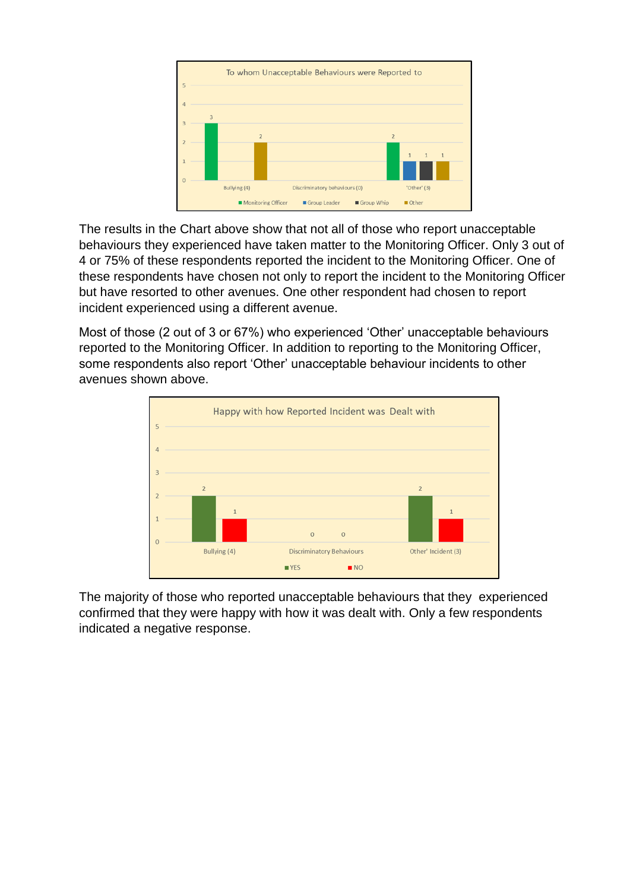The results in the Chart above show that not all of those who report unacceptable behaviours they experienced have taken matter to the Monitoring Officer. Only 3 out of 4 or 75% of these respondents reported the incident to the Monitoring Officer. One of these respondents have chosen not only to report the incident to the Monitoring Officer but have resorted to other avenues. One other respondent had chosen to report incident experienced using a different avenue.

Most of those (2 out of 3 or 67%) who experienced 'Other' unacceptable behaviours reported to the Monitoring Officer. In addition to reporting to the Monitoring Officer, some respondents also report 'Other' unacceptable behaviour incidents to other avenues shown above.

The majority of those who reported unacceptable behaviours that they experienced confirmed that they were happy with how it was dealt with. Only a few respondents indicated a negative response.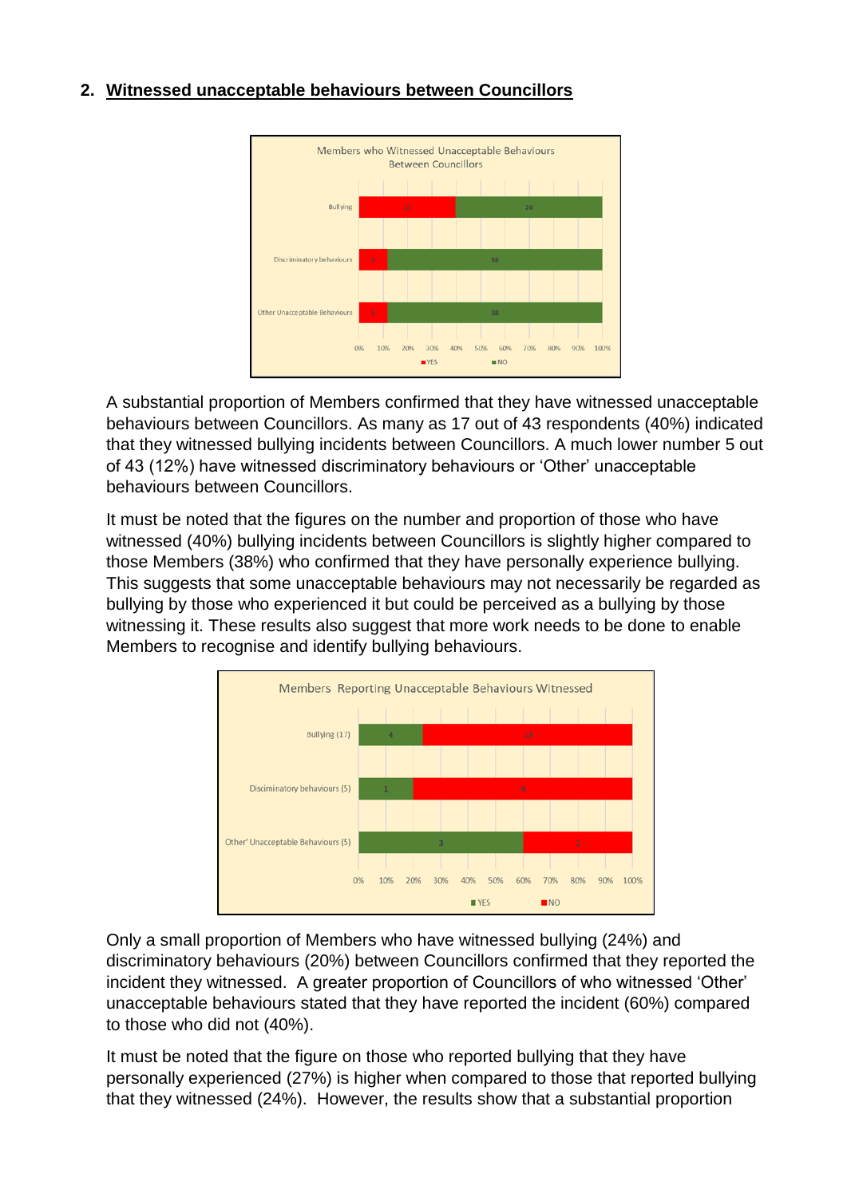## 2. Witnessed unacceptable behaviours between Councillors

A substantial proportion of Members confirmed that they have witnessed unacceptable behaviours between Councillors. As many as 17 out of 43 respondents (40%) indicated that they witnessed bullying incidents between Councillors. A much lower number 5 out of 43 (12%) have witnessed discriminatory behaviours or 'Other' unacceptable behaviours between Councillors.

It must be noted that the figures on the number and proportion of those who have witnessed (40%) bullying incidents between Councillors is slightly higher compared to those Members (38%) who confirmed that they have personally experience bullying. This suggests that some unacceptable behaviours may not necessarily be regarded as bullying by those who experienced it but could be perceived as a bullying by those witnessing it. These results also suggest that more work needs to be done to enable Members to recognise and identify bullying behaviours.

Only a small proportion of Members who have witnessed bullying (24%) and discriminatory behaviours (20%) between Councillors confirmed that they reported the incident they witnessed. A greater proportion of Councillors of who witnessed 'Other' unacceptable behaviours stated that they have reported the incident (60%) compared to those who did not (40%).

It must be noted that the figure on those who reported bullying that they have personally experienced (27%) is higher when compared to those that reported bullying that they witnessed (24%). However, the results show that a substantial proportion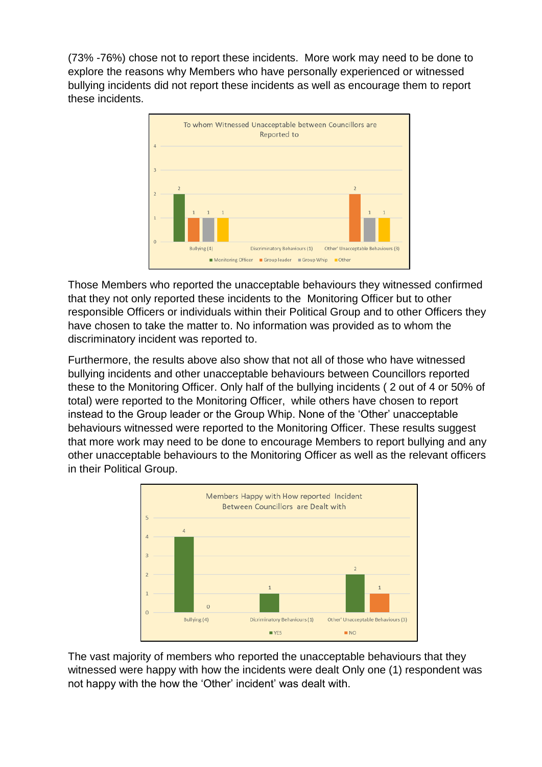(73% -76%) chose not to report these incidents. More work may need to be done to explore the reasons why Members who have personally experienced or witnessed bullying incidents did not report these incidents as well as encourage them to report these incidents.

Those Members who reported the unacceptable behaviours they witnessed confirmed that they not only reported these incidents to the Monitoring Officer but to other responsible Officers or individuals within their Political Group and to other Officers they have chosen to take the matter to. No information was provided as to whom the discriminatory incident was reported to.

Furthermore, the results above also show that not all of those who have witnessed bullying incidents and other unacceptable behaviours between Councillors reported these to the Monitoring Officer. Only half of the bullying incidents ( 2 out of 4 or 50% of total) were reported to the Monitoring Officer, while others have chosen to report instead to the Group leader or the Group Whip. None of the 'Other' unacceptable behaviours witnessed were reported to the Monitoring Officer. These results suggest that more work may need to be done to encourage Members to report bullying and any other unacceptable behaviours to the Monitoring Officer as well as the relevant officers in their Political Group.

The vast majority of members who reported the unacceptable behaviours that they witnessed were happy with how the incidents were dealt Only one (1) respondent was not happy with the how the 'Other' incident' was dealt with.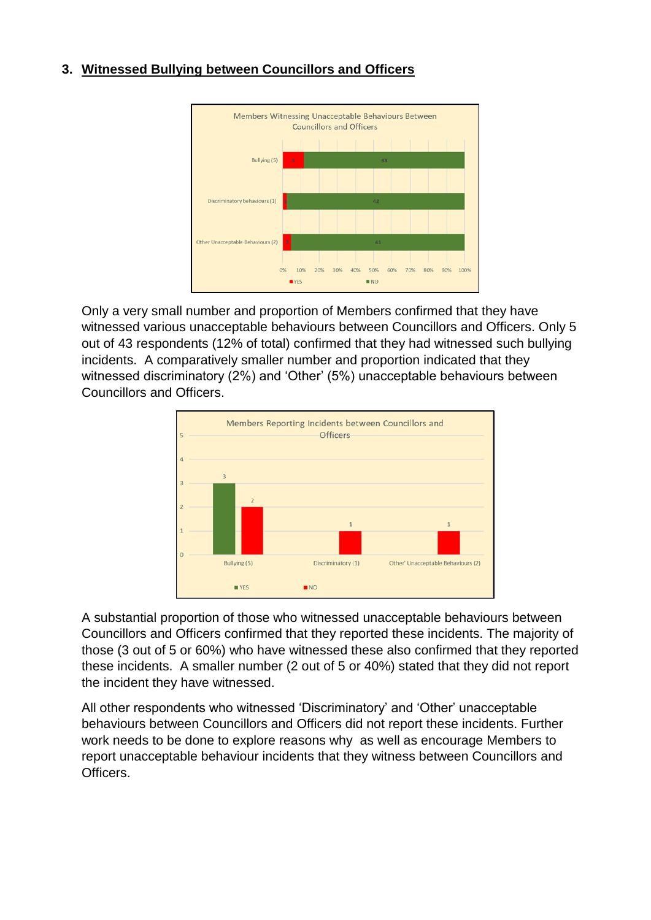## 3. Witnessed Bullying between Councillors and Officers

Only a very small number and proportion of Members confirmed that they have witnessed various unacceptable behaviours between Councillors and Officers. Only 5 out of 43 respondents (12% of total) confirmed that they had witnessed such bullying incidents. A comparatively smaller number and proportion indicated that they witnessed discriminatory (2%) and 'Other' (5%) unacceptable behaviours between Councillors and Officers.

A substantial proportion of those who witnessed unacceptable behaviours between Councillors and Officers confirmed that they reported these incidents. The majority of those (3 out of 5 or 60%) who have witnessed these also confirmed that they reported these incidents. A smaller number (2 out of 5 or 40%) stated that they did not report the incident they have witnessed.

All other respondents who witnessed 'Discriminatory' and 'Other' unacceptable behaviours between Councillors and Officers did not report these incidents. Further work needs to be done to explore reasons why as well as encourage Members to report unacceptable behaviour incidents that they witness between Councillors and Officers.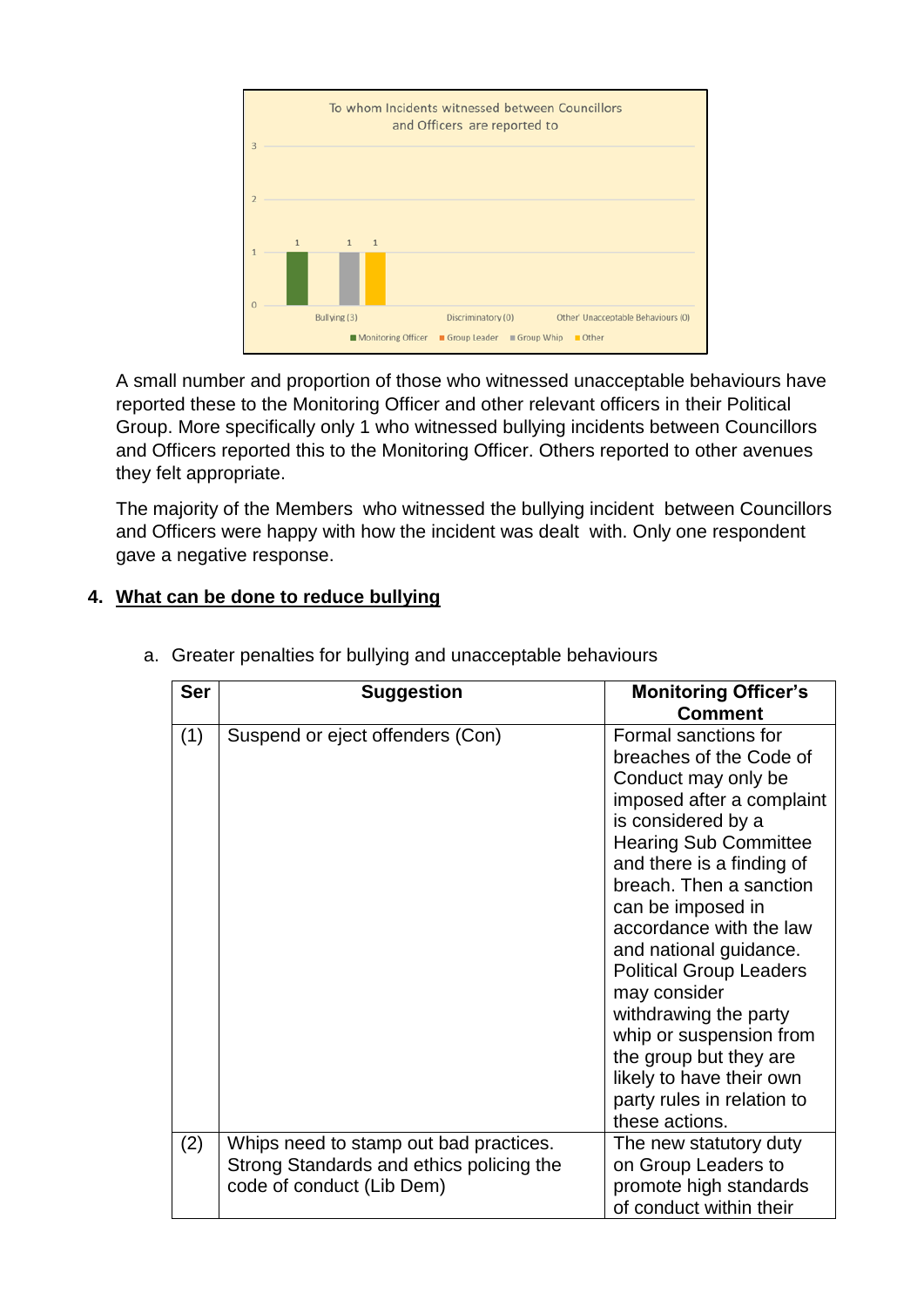To whom Incidents witnessed between Councillors and Officers are reported to

| | Monitoring Officer | Group Leader | Group Whip | Other |
|---|---|---|---|---|
| Bullying (3) | 1 | | 1 | 1 |
| Discriminatory (0) | | | | |
| Other Unacceptable Behaviours (0) | | | | |

A small number and proportion of those who witnessed unacceptable behaviours have reported these to the Monitoring Officer and other relevant officers in their Political Group. More specifically only 1 who witnessed bullying incidents between Councillors and Officers reported this to the Monitoring Officer. Others reported to other avenues they felt appropriate.

The majority of the Members who witnessed the bullying incident between Councillors and Officers were happy with how the incident was dealt with. Only one respondent gave a negative response.

## 4. What can be done to reduce bullying

a. Greater penalties for bullying and unacceptable behaviours

| Ser | Suggestion | Monitoring Officer's Comment |
|---|---|---|
| (1) | Suspend or eject offenders (Con) | Formal sanctions for breaches of the Code of Conduct may only be imposed after a complaint is considered by a Hearing Sub Committee and there is a finding of breach. Then a sanction can be imposed in accordance with the law and national guidance. Political Group Leaders may consider withdrawing the party whip or suspension from the group but they are likely to have their own party rules in relation to these actions. |
| (2) | Whips need to stamp out bad practices. Strong Standards and ethics policing the code of conduct (Lib Dem) | The new statutory duty on Group Leaders to promote high standards of conduct within their |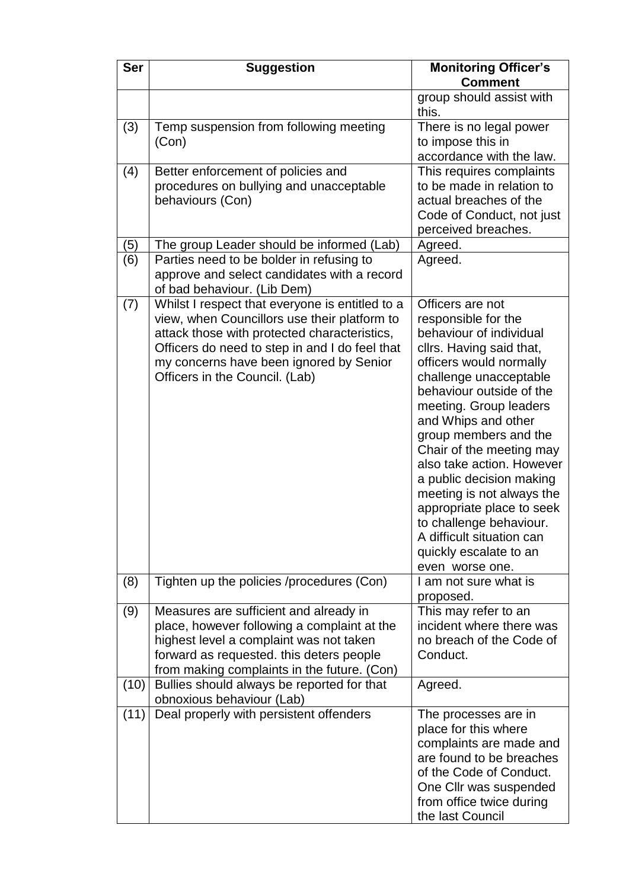| Ser | Suggestion | Monitoring Officer's Comment |
|---|---|---|
| | | group should assist with this. |
| (3) | Temp suspension from following meeting (Con) | There is no legal power to impose this in accordance with the law. |
| (4) | Better enforcement of policies and procedures on bullying and unacceptable behaviours (Con) | This requires complaints to be made in relation to actual breaches of the Code of Conduct, not just perceived breaches. |
| (5) | The group Leader should be informed (Lab) | Agreed. |
| (6) | Parties need to be bolder in refusing to approve and select candidates with a record of bad behaviour. (Lib Dem) | Agreed. |
| (7) | Whilst I respect that everyone is entitled to a view, when Councillors use their platform to attack those with protected characteristics, Officers do need to step in and I do feel that my concerns have been ignored by Senior Officers in the Council. (Lab) | Officers are not responsible for the behaviour of individual cllrs. Having said that, officers would normally challenge unacceptable behaviour outside of the meeting. Group leaders and Whips and other group members and the Chair of the meeting may also take action. However a public decision making meeting is not always the appropriate place to seek to challenge behaviour. A difficult situation can quickly escalate to an even worse one. |
| (8) | Tighten up the policies /procedures (Con) | I am not sure what is proposed. |
| (9) | Measures are sufficient and already in place, however following a complaint at the highest level a complaint was not taken forward as requested. this deters people from making complaints in the future. (Con) | This may refer to an incident where there was no breach of the Code of Conduct. |
| (10) | Bullies should always be reported for that obnoxious behaviour (Lab) | Agreed. |
| (11) | Deal properly with persistent offenders | The processes are in place for this where complaints are made and are found to be breaches of the Code of Conduct. One Cllr was suspended from office twice during the last Council |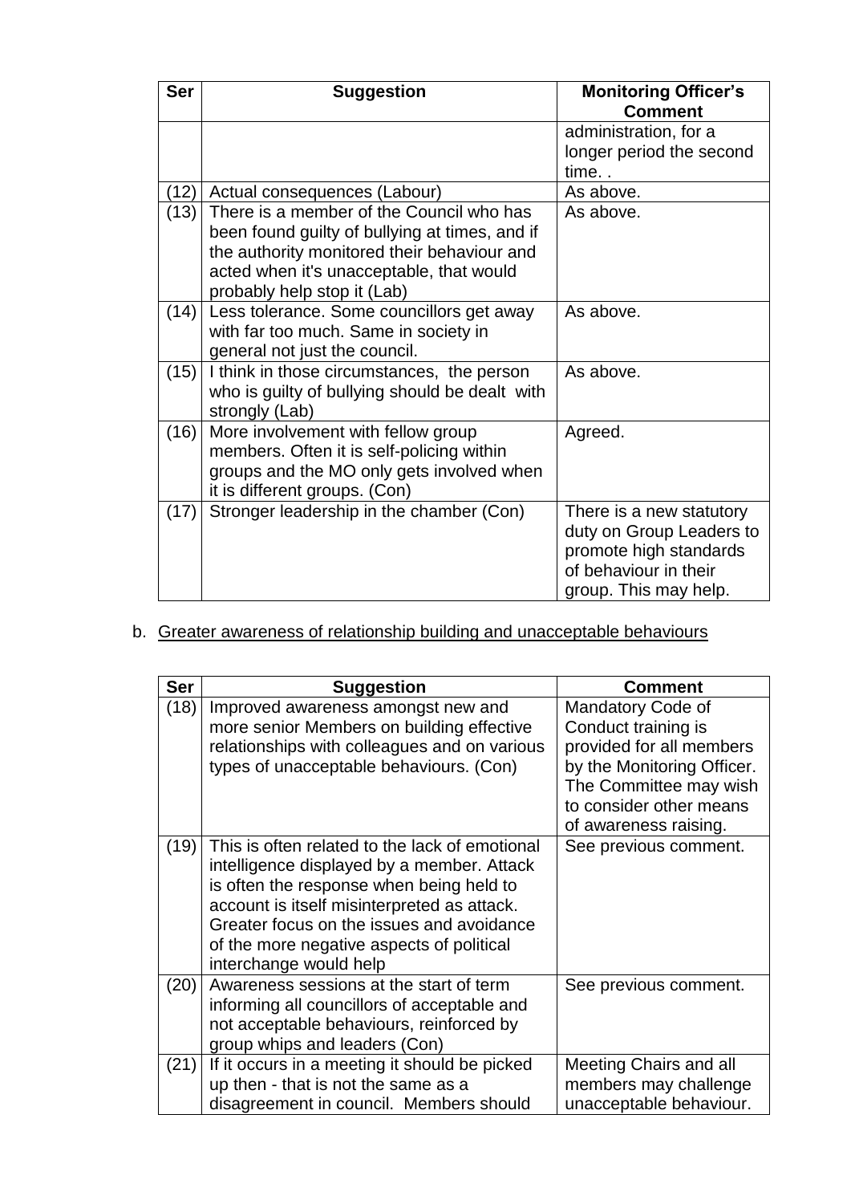| Ser | Suggestion | Monitoring Officer's Comment |
| --- | --- | --- |
| | | administration, for a longer period the second time. . |
| (12) | Actual consequences (Labour) | As above. |
| (13) | There is a member of the Council who has been found guilty of bullying at times, and if the authority monitored their behaviour and acted when it's unacceptable, that would probably help stop it (Lab) | As above. |
| (14) | Less tolerance. Some councillors get away with far too much. Same in society in general not just the council. | As above. |
| (15) | I think in those circumstances, the person who is guilty of bullying should be dealt with strongly (Lab) | As above. |
| (16) | More involvement with fellow group members. Often it is self-policing within groups and the MO only gets involved when it is different groups. (Con) | Agreed. |
| (17) | Stronger leadership in the chamber (Con) | There is a new statutory duty on Group Leaders to promote high standards of behaviour in their group. This may help. |

b. Greater awareness of relationship building and unacceptable behaviours

| Ser | Suggestion | Comment |
| --- | --- | --- |
| (18) | Improved awareness amongst new and more senior Members on building effective relationships with colleagues and on various types of unacceptable behaviours. (Con) | Mandatory Code of Conduct training is provided for all members by the Monitoring Officer. The Committee may wish to consider other means of awareness raising. |
| (19) | This is often related to the lack of emotional intelligence displayed by a member. Attack is often the response when being held to account is itself misinterpreted as attack. Greater focus on the issues and avoidance of the more negative aspects of political interchange would help | See previous comment. |
| (20) | Awareness sessions at the start of term informing all councillors of acceptable and not acceptable behaviours, reinforced by group whips and leaders (Con) | See previous comment. |
| (21) | If it occurs in a meeting it should be picked up then - that is not the same as a disagreement in council. Members should | Meeting Chairs and all members may challenge unacceptable behaviour. |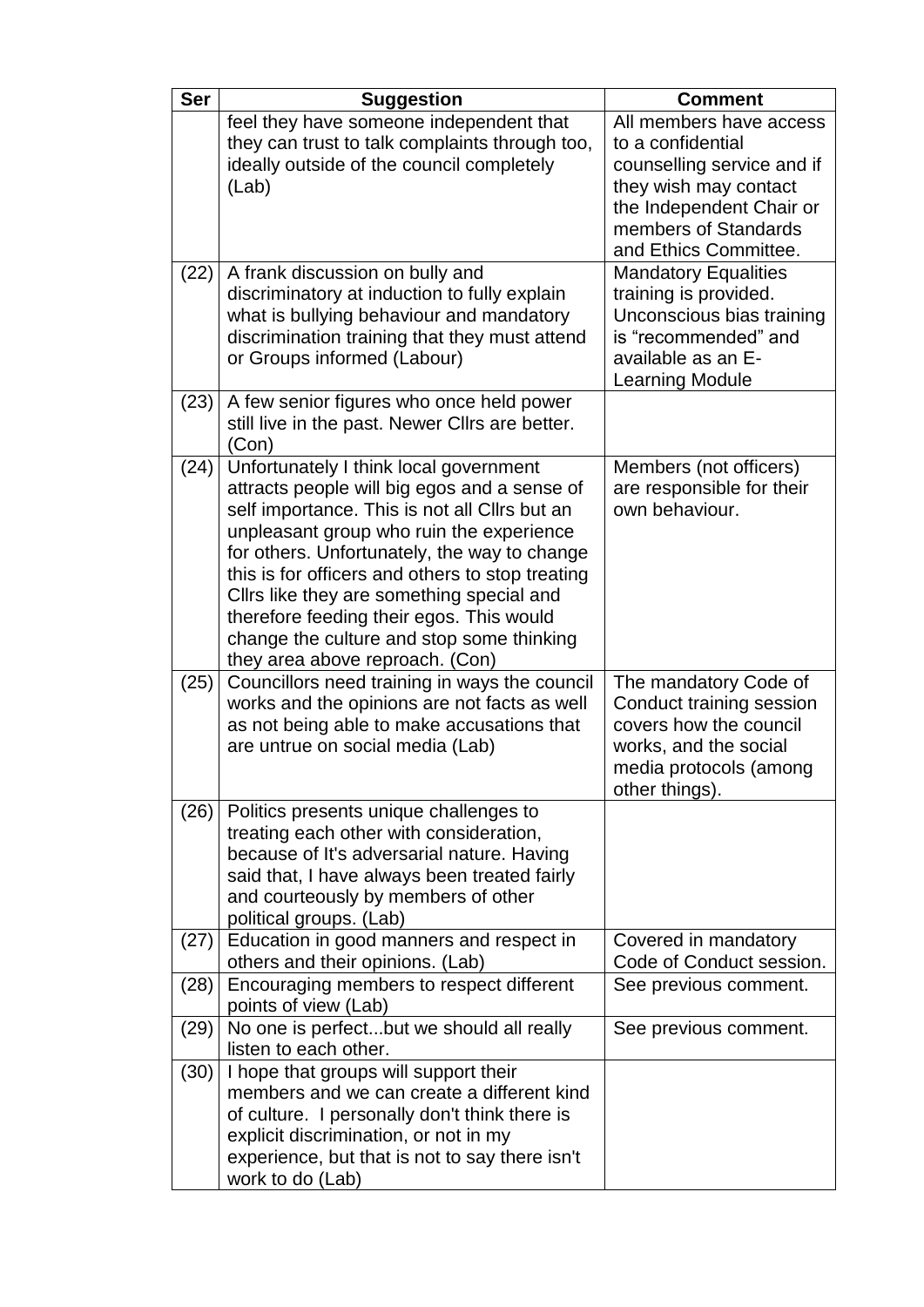| Ser | Suggestion | Comment |
|---|---|---|
| | feel they have someone independent that they can trust to talk complaints through too, ideally outside of the council completely (Lab) | All members have access to a confidential counselling service and if they wish may contact the Independent Chair or members of Standards and Ethics Committee. |
| (22) | A frank discussion on bully and discriminatory at induction to fully explain what is bullying behaviour and mandatory discrimination training that they must attend or Groups informed (Labour) | Mandatory Equalities training is provided. Unconscious bias training is "recommended" and available as an E-Learning Module |
| (23) | A few senior figures who once held power still live in the past. Newer Cllrs are better. (Con) | |
| (24) | Unfortunately I think local government attracts people will big egos and a sense of self importance. This is not all Cllrs but an unpleasant group who ruin the experience for others. Unfortunately, the way to change this is for officers and others to stop treating Cllrs like they are something special and therefore feeding their egos. This would change the culture and stop some thinking they area above reproach. (Con) | Members (not officers) are responsible for their own behaviour. |
| (25) | Councillors need training in ways the council works and the opinions are not facts as well as not being able to make accusations that are untrue on social media (Lab) | The mandatory Code of Conduct training session covers how the council works, and the social media protocols (among other things). |
| (26) | Politics presents unique challenges to treating each other with consideration, because of It's adversarial nature. Having said that, I have always been treated fairly and courteously by members of other political groups. (Lab) | |
| (27) | Education in good manners and respect in others and their opinions. (Lab) | Covered in mandatory Code of Conduct session. |
| (28) | Encouraging members to respect different points of view (Lab) | See previous comment. |
| (29) | No one is perfect...but we should all really listen to each other. | See previous comment. |
| (30) | I hope that groups will support their members and we can create a different kind of culture. I personally don't think there is explicit discrimination, or not in my experience, but that is not to say there isn't work to do (Lab) | |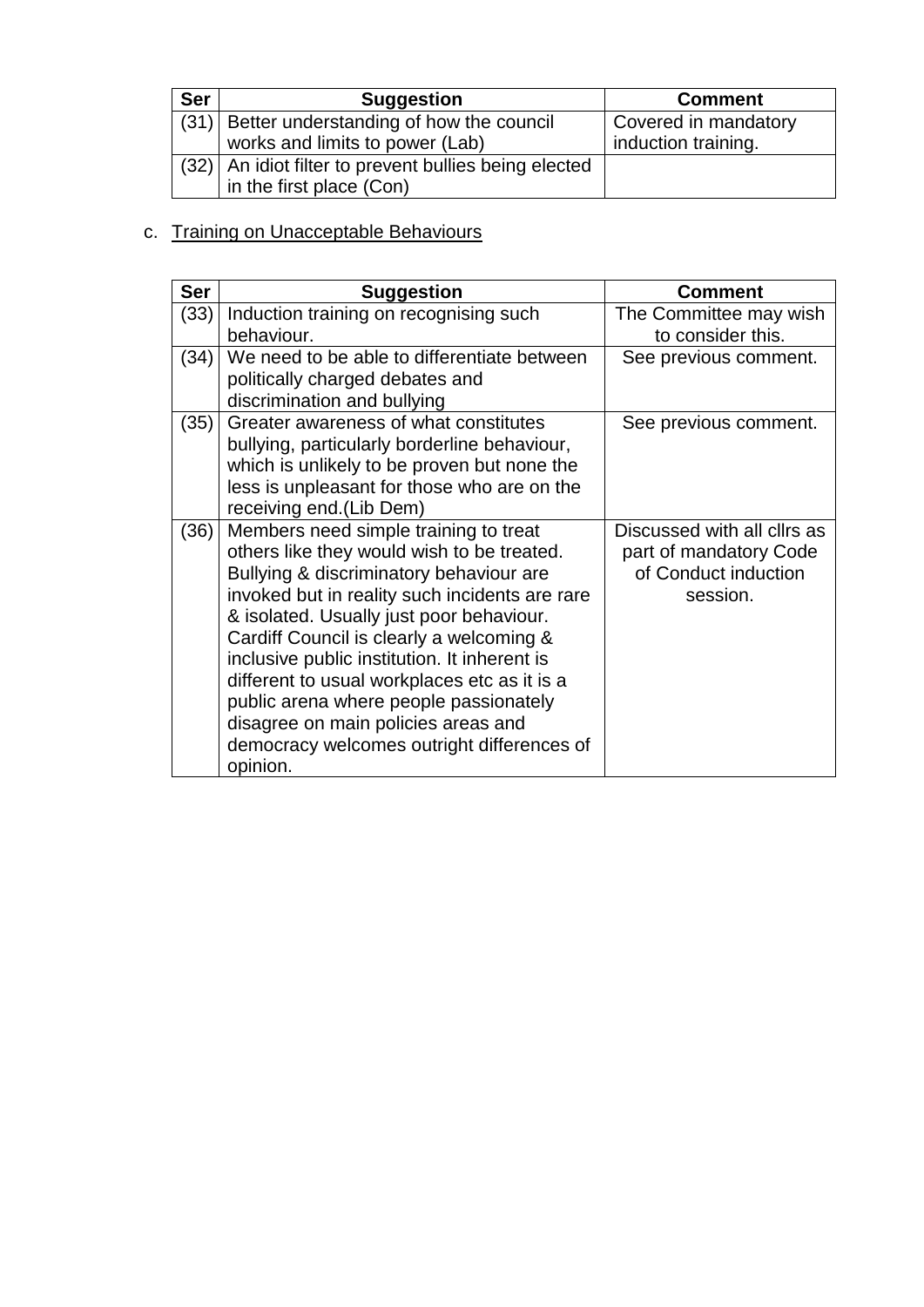| Ser | Suggestion | Comment |
|---|---|---|
| (31) | Better understanding of how the council works and limits to power (Lab) | Covered in mandatory induction training. |
| (32) | An idiot filter to prevent bullies being elected in the first place (Con) | |

c. Training on Unacceptable Behaviours

| Ser | Suggestion | Comment |
|---|---|---|
| (33) | Induction training on recognising such behaviour. | The Committee may wish to consider this. |
| (34) | We need to be able to differentiate between politically charged debates and discrimination and bullying | See previous comment. |
| (35) | Greater awareness of what constitutes bullying, particularly borderline behaviour, which is unlikely to be proven but none the less is unpleasant for those who are on the receiving end.(Lib Dem) | See previous comment. |
| (36) | Members need simple training to treat others like they would wish to be treated. Bullying & discriminatory behaviour are invoked but in reality such incidents are rare & isolated. Usually just poor behaviour. Cardiff Council is clearly a welcoming & inclusive public institution. It inherent is different to usual workplaces etc as it is a public arena where people passionately disagree on main policies areas and democracy welcomes outright differences of opinion. | Discussed with all cllrs as part of mandatory Code of Conduct induction session. |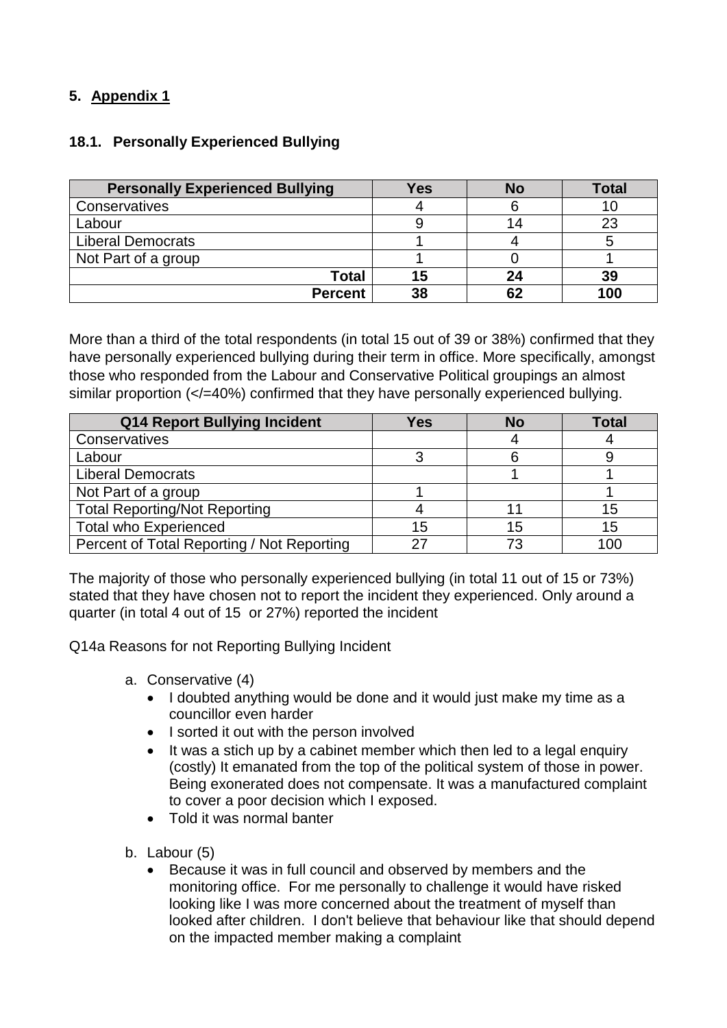## 5. Appendix 1

### 18.1. Personally Experienced Bullying

| Personally Experienced Bullying | Yes | No | Total |
|---|---|---|---|
| Conservatives | 4 | 6 | 10 |
| Labour | 9 | 14 | 23 |
| Liberal Democrats | 1 | 4 | 5 |
| Not Part of a group | 1 | 0 | 1 |
| **Total** | **15** | **24** | **39** |
| **Percent** | **38** | **62** | **100** |

More than a third of the total respondents (in total 15 out of 39 or 38%) confirmed that they have personally experienced bullying during their term in office. More specifically, amongst those who responded from the Labour and Conservative Political groupings an almost similar proportion (</=40%) confirmed that they have personally experienced bullying.

| Q14 Report Bullying Incident | Yes | No | Total |
|---|---|---|---|
| Conservatives | | 4 | 4 |
| Labour | 3 | 6 | 9 |
| Liberal Democrats | | 1 | 1 |
| Not Part of a group | 1 | | 1 |
| Total Reporting/Not Reporting | 4 | 11 | 15 |
| Total who Experienced | 15 | 15 | 15 |
| Percent of Total Reporting / Not Reporting | 27 | 73 | 100 |

The majority of those who personally experienced bullying (in total 11 out of 15 or 73%) stated that they have chosen not to report the incident they experienced. Only around a quarter (in total 4 out of 15 or 27%) reported the incident

Q14a Reasons for not Reporting Bullying Incident

a. Conservative (4)
   - I doubted anything would be done and it would just make my time as a councillor even harder
   - I sorted it out with the person involved
   - It was a stich up by a cabinet member which then led to a legal enquiry (costly) It emanated from the top of the political system of those in power. Being exonerated does not compensate. It was a manufactured complaint to cover a poor decision which I exposed.
   - Told it was normal banter

b. Labour (5)
   - Because it was in full council and observed by members and the monitoring office. For me personally to challenge it would have risked looking like I was more concerned about the treatment of myself than looked after children. I don't believe that behaviour like that should depend on the impacted member making a complaint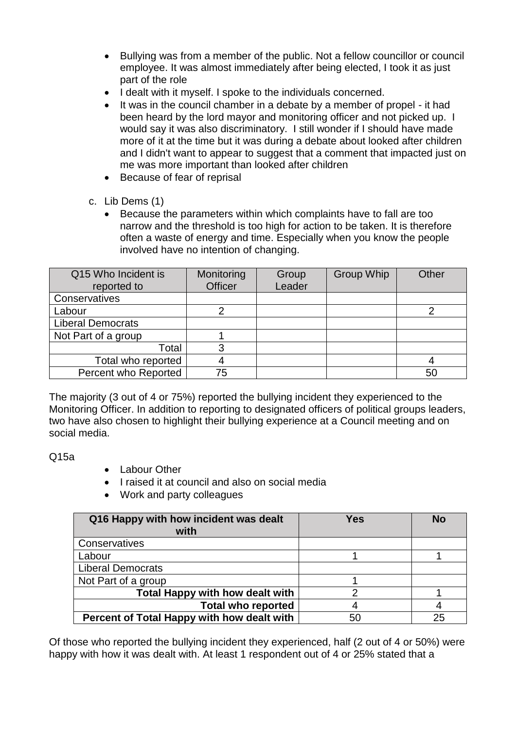- Bullying was from a member of the public. Not a fellow councillor or council employee. It was almost immediately after being elected, I took it as just part of the role
- I dealt with it myself. I spoke to the individuals concerned.
- It was in the council chamber in a debate by a member of propel - it had been heard by the lord mayor and monitoring officer and not picked up. I would say it was also discriminatory. I still wonder if I should have made more of it at the time but it was during a debate about looked after children and I didn't want to appear to suggest that a comment that impacted just on me was more important than looked after children
- Because of fear of reprisal

c. Lib Dems (1)

- Because the parameters within which complaints have to fall are too narrow and the threshold is too high for action to be taken. It is therefore often a waste of energy and time. Especially when you know the people involved have no intention of changing.

| Q15 Who Incident is reported to | Monitoring Officer | Group Leader | Group Whip | Other |
|---|---|---|---|---|
| Conservatives | | | | |
| Labour | 2 | | | 2 |
| Liberal Democrats | | | | |
| Not Part of a group | 1 | | | |
| Total | 3 | | | |
| Total who reported | 4 | | | 4 |
| Percent who Reported | 75 | | | 50 |

The majority (3 out of 4 or 75%) reported the bullying incident they experienced to the Monitoring Officer. In addition to reporting to designated officers of political groups leaders, two have also chosen to highlight their bullying experience at a Council meeting and on social media.

Q15a

- Labour Other
- I raised it at council and also on social media
- Work and party colleagues

| **Q16 Happy with how incident was dealt with** | **Yes** | **No** |
|---|---|---|
| Conservatives | | |
| Labour | 1 | 1 |
| Liberal Democrats | | |
| Not Part of a group | 1 | |
| **Total Happy with how dealt with** | 2 | 1 |
| **Total who reported** | 4 | 4 |
| **Percent of Total Happy with how dealt with** | 50 | 25 |

Of those who reported the bullying incident they experienced, half (2 out of 4 or 50%) were happy with how it was dealt with. At least 1 respondent out of 4 or 25% stated that a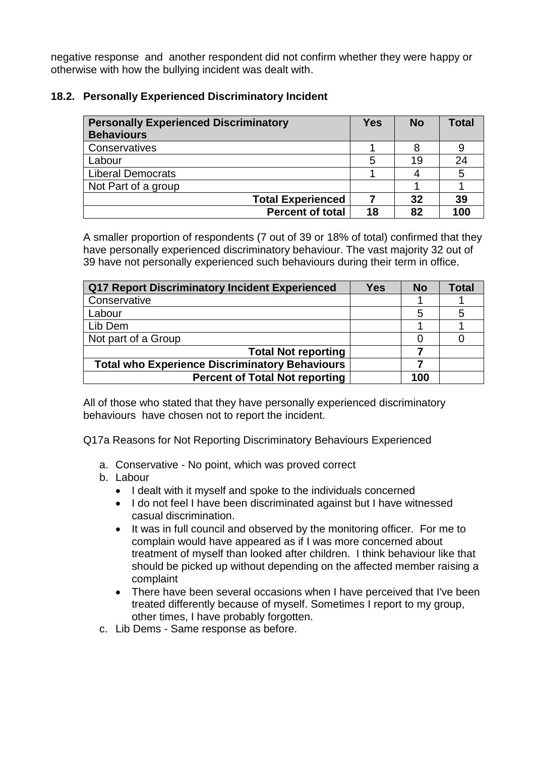negative response and another respondent did not confirm whether they were happy or otherwise with how the bullying incident was dealt with.

### 18.2. Personally Experienced Discriminatory Incident

| Personally Experienced Discriminatory Behaviours | Yes | No | Total |
|---|---|---|---|
| Conservatives | 1 | 8 | 9 |
| Labour | 5 | 19 | 24 |
| Liberal Democrats | 1 | 4 | 5 |
| Not Part of a group | | 1 | 1 |
| **Total Experienced** | **7** | **32** | **39** |
| **Percent of total** | **18** | **82** | **100** |

A smaller proportion of respondents (7 out of 39 or 18% of total) confirmed that they have personally experienced discriminatory behaviour. The vast majority 32 out of 39 have not personally experienced such behaviours during their term in office.

| Q17 Report Discriminatory Incident Experienced | Yes | No | Total |
|---|---|---|---|
| Conservative | | 1 | 1 |
| Labour | | 5 | 5 |
| Lib Dem | | 1 | 1 |
| Not part of a Group | | 0 | 0 |
| **Total Not reporting** | | **7** | |
| **Total who Experience Discriminatory Behaviours** | | **7** | |
| **Percent of Total Not reporting** | | **100** | |

All of those who stated that they have personally experienced discriminatory behaviours have chosen not to report the incident.

Q17a Reasons for Not Reporting Discriminatory Behaviours Experienced

a. Conservative - No point, which was proved correct
b. Labour
   - I dealt with it myself and spoke to the individuals concerned
   - I do not feel I have been discriminated against but I have witnessed casual discrimination.
   - It was in full council and observed by the monitoring officer. For me to complain would have appeared as if I was more concerned about treatment of myself than looked after children. I think behaviour like that should be picked up without depending on the affected member raising a complaint
   - There have been several occasions when I have perceived that I've been treated differently because of myself. Sometimes I report to my group, other times, I have probably forgotten.
c. Lib Dems - Same response as before.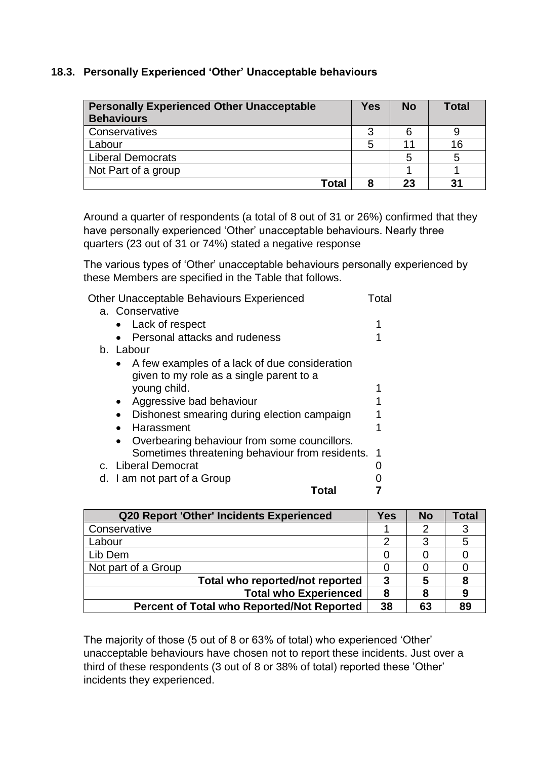### 18.3. Personally Experienced 'Other' Unacceptable behaviours

| Personally Experienced Other Unacceptable Behaviours | Yes | No | Total |
|---|---|---|---|
| Conservatives | 3 | 6 | 9 |
| Labour | 5 | 11 | 16 |
| Liberal Democrats | | 5 | 5 |
| Not Part of a group | | 1 | 1 |
| **Total** | **8** | **23** | **31** |

Around a quarter of respondents (a total of 8 out of 31 or 26%) confirmed that they have personally experienced 'Other' unacceptable behaviours. Nearly three quarters (23 out of 31 or 74%) stated a negative response

The various types of 'Other' unacceptable behaviours personally experienced by these Members are specified in the Table that follows.

| Other Unacceptable Behaviours Experienced | Total |
|---|---|
| a. Conservative | |
| • Lack of respect | 1 |
| • Personal attacks and rudeness | 1 |
| b. Labour | |
| • A few examples of a lack of due consideration given to my role as a single parent to a young child. | 1 |
| • Aggressive bad behaviour | 1 |
| • Dishonest smearing during election campaign | 1 |
| • Harassment | 1 |
| • Overbearing behaviour from some councillors. Sometimes threatening behaviour from residents. | 1 |
| c. Liberal Democrat | 0 |
| d. I am not part of a Group | 0 |
| **Total** | **7** |

| Q20 Report 'Other' Incidents Experienced | Yes | No | Total |
|---|---|---|---|
| Conservative | 1 | 2 | 3 |
| Labour | 2 | 3 | 5 |
| Lib Dem | 0 | 0 | 0 |
| Not part of a Group | 0 | 0 | 0 |
| **Total who reported/not reported** | **3** | **5** | **8** |
| **Total who Experienced** | **8** | **8** | **9** |
| **Percent of Total who Reported/Not Reported** | **38** | **63** | **89** |

The majority of those (5 out of 8 or 63% of total) who experienced 'Other' unacceptable behaviours have chosen not to report these incidents. Just over a third of these respondents (3 out of 8 or 38% of total) reported these 'Other' incidents they experienced.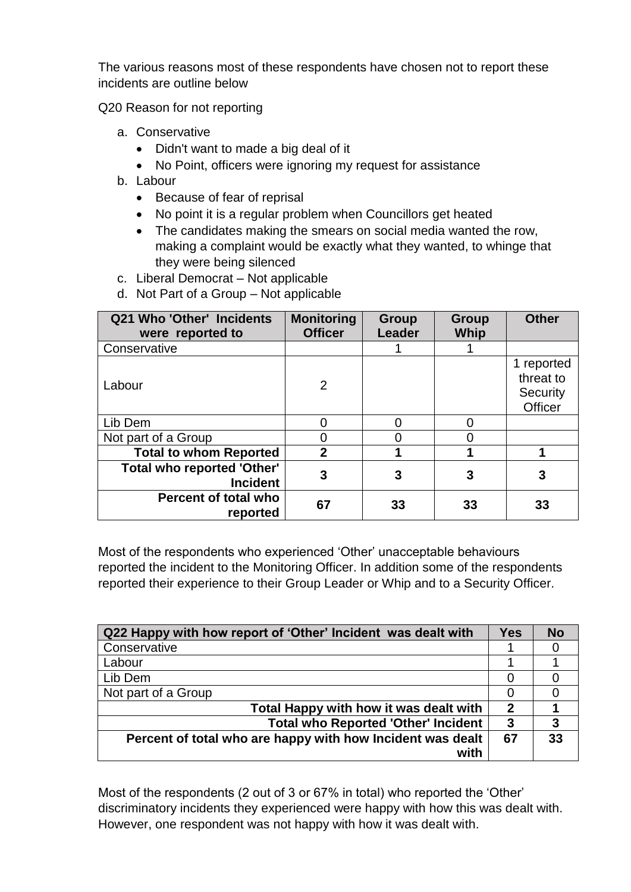The various reasons most of these respondents have chosen not to report these incidents are outline below

Q20 Reason for not reporting

a. Conservative
    - Didn't want to made a big deal of it
    - No Point, officers were ignoring my request for assistance
b. Labour
    - Because of fear of reprisal
    - No point it is a regular problem when Councillors get heated
    - The candidates making the smears on social media wanted the row, making a complaint would be exactly what they wanted, to whinge that they were being silenced
c. Liberal Democrat – Not applicable
d. Not Part of a Group – Not applicable

| Q21 Who 'Other' Incidents were reported to | Monitoring Officer | Group Leader | Group Whip | Other |
|---|---|---|---|---|
| Conservative | | 1 | 1 | |
| Labour | 2 | | | 1 reported threat to Security Officer |
| Lib Dem | 0 | 0 | 0 | |
| Not part of a Group | 0 | 0 | 0 | |
| **Total to whom Reported** | **2** | **1** | **1** | **1** |
| **Total who reported 'Other' Incident** | **3** | **3** | **3** | **3** |
| **Percent of total who reported** | **67** | **33** | **33** | **33** |

Most of the respondents who experienced 'Other' unacceptable behaviours reported the incident to the Monitoring Officer. In addition some of the respondents reported their experience to their Group Leader or Whip and to a Security Officer.

| Q22 Happy with how report of 'Other' Incident was dealt with | Yes | No |
|---|---|---|
| Conservative | 1 | 0 |
| Labour | 1 | 1 |
| Lib Dem | 0 | 0 |
| Not part of a Group | 0 | 0 |
| **Total Happy with how it was dealt with** | **2** | **1** |
| **Total who Reported 'Other' Incident** | **3** | **3** |
| **Percent of total who are happy with how Incident was dealt with** | **67** | **33** |

Most of the respondents (2 out of 3 or 67% in total) who reported the 'Other' discriminatory incidents they experienced were happy with how this was dealt with. However, one respondent was not happy with how it was dealt with.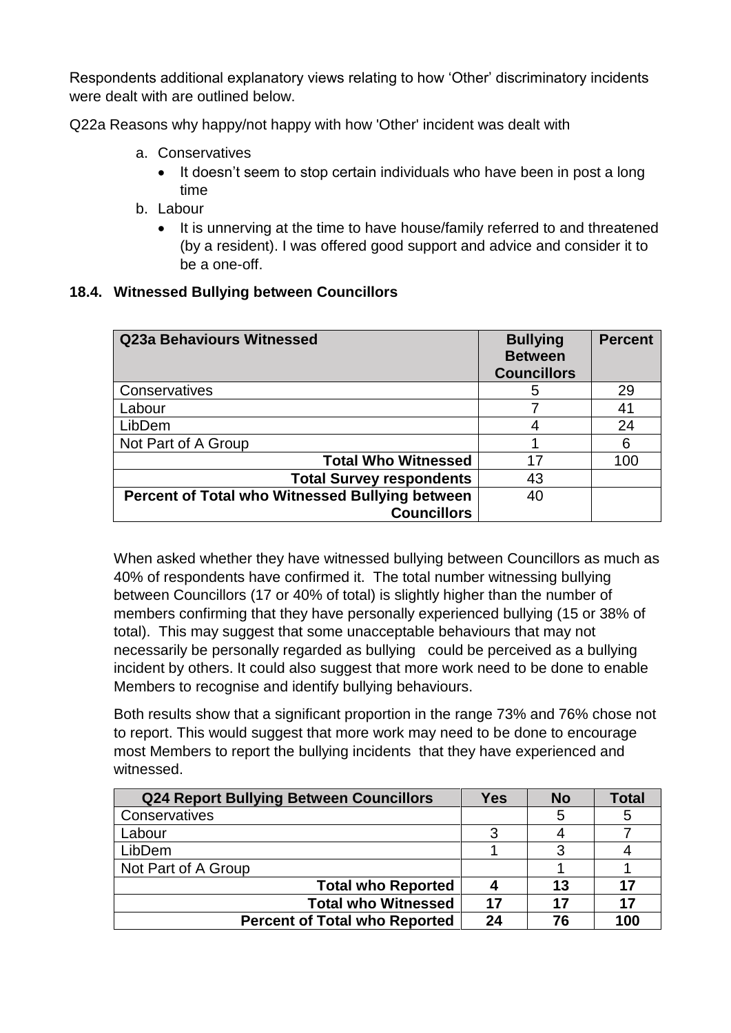Respondents additional explanatory views relating to how 'Other' discriminatory incidents were dealt with are outlined below.

Q22a Reasons why happy/not happy with how 'Other' incident was dealt with

a. Conservatives
    - It doesn't seem to stop certain individuals who have been in post a long time
b. Labour
    - It is unnerving at the time to have house/family referred to and threatened (by a resident). I was offered good support and advice and consider it to be a one-off.

### 18.4. Witnessed Bullying between Councillors

| Q23a Behaviours Witnessed | Bullying Between Councillors | Percent |
|---|---|---|
| Conservatives | 5 | 29 |
| Labour | 7 | 41 |
| LibDem | 4 | 24 |
| Not Part of A Group | 1 | 6 |
| **Total Who Witnessed** | 17 | 100 |
| **Total Survey respondents** | 43 | |
| **Percent of Total who Witnessed Bullying between Councillors** | 40 | |

When asked whether they have witnessed bullying between Councillors as much as 40% of respondents have confirmed it. The total number witnessing bullying between Councillors (17 or 40% of total) is slightly higher than the number of members confirming that they have personally experienced bullying (15 or 38% of total). This may suggest that some unacceptable behaviours that may not necessarily be personally regarded as bullying could be perceived as a bullying incident by others. It could also suggest that more work need to be done to enable Members to recognise and identify bullying behaviours.

Both results show that a significant proportion in the range 73% and 76% chose not to report. This would suggest that more work may need to be done to encourage most Members to report the bullying incidents that they have experienced and witnessed.

| Q24 Report Bullying Between Councillors | Yes | No | Total |
|---|---|---|---|
| Conservatives | | 5 | 5 |
| Labour | 3 | 4 | 7 |
| LibDem | 1 | 3 | 4 |
| Not Part of A Group | | 1 | 1 |
| **Total who Reported** | **4** | **13** | **17** |
| **Total who Witnessed** | **17** | **17** | **17** |
| **Percent of Total who Reported** | **24** | **76** | **100** |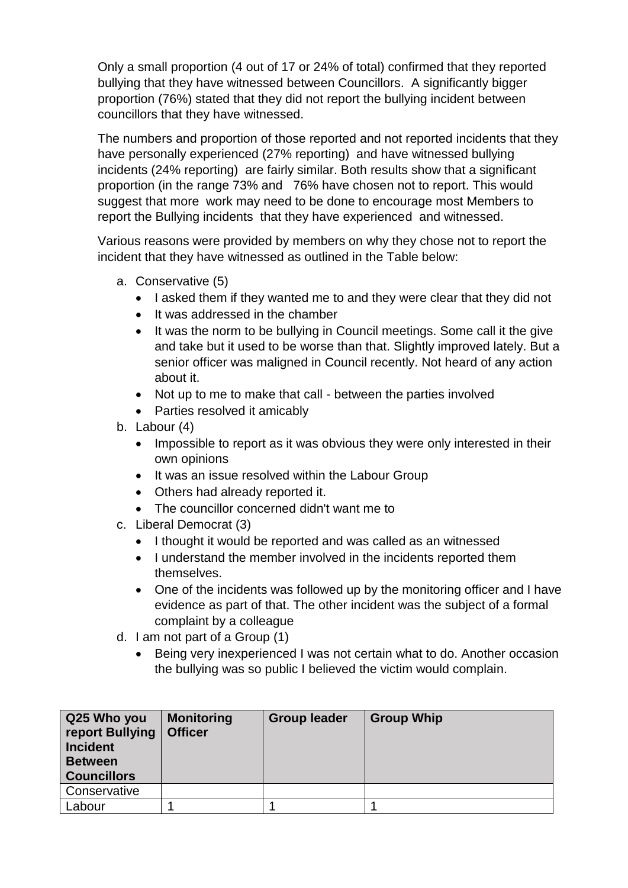Only a small proportion (4 out of 17 or 24% of total) confirmed that they reported bullying that they have witnessed between Councillors. A significantly bigger proportion (76%) stated that they did not report the bullying incident between councillors that they have witnessed.

The numbers and proportion of those reported and not reported incidents that they have personally experienced (27% reporting) and have witnessed bullying incidents (24% reporting) are fairly similar. Both results show that a significant proportion (in the range 73% and 76% have chosen not to report. This would suggest that more work may need to be done to encourage most Members to report the Bullying incidents that they have experienced and witnessed.

Various reasons were provided by members on why they chose not to report the incident that they have witnessed as outlined in the Table below:

a. Conservative (5)
   - I asked them if they wanted me to and they were clear that they did not
   - It was addressed in the chamber
   - It was the norm to be bullying in Council meetings. Some call it the give and take but it used to be worse than that. Slightly improved lately. But a senior officer was maligned in Council recently. Not heard of any action about it.
   - Not up to me to make that call - between the parties involved
   - Parties resolved it amicably
b. Labour (4)
   - Impossible to report as it was obvious they were only interested in their own opinions
   - It was an issue resolved within the Labour Group
   - Others had already reported it.
   - The councillor concerned didn't want me to
c. Liberal Democrat (3)
   - I thought it would be reported and was called as an witnessed
   - I understand the member involved in the incidents reported them themselves.
   - One of the incidents was followed up by the monitoring officer and I have evidence as part of that. The other incident was the subject of a formal complaint by a colleague
d. I am not part of a Group (1)
   - Being very inexperienced I was not certain what to do. Another occasion the bullying was so public I believed the victim would complain.

| Q25 Who you report Bullying Incident Between Councillors | Monitoring Officer | Group leader | Group Whip |
|---|---|---|---|
| Conservative | | | |
| Labour | 1 | 1 | 1 |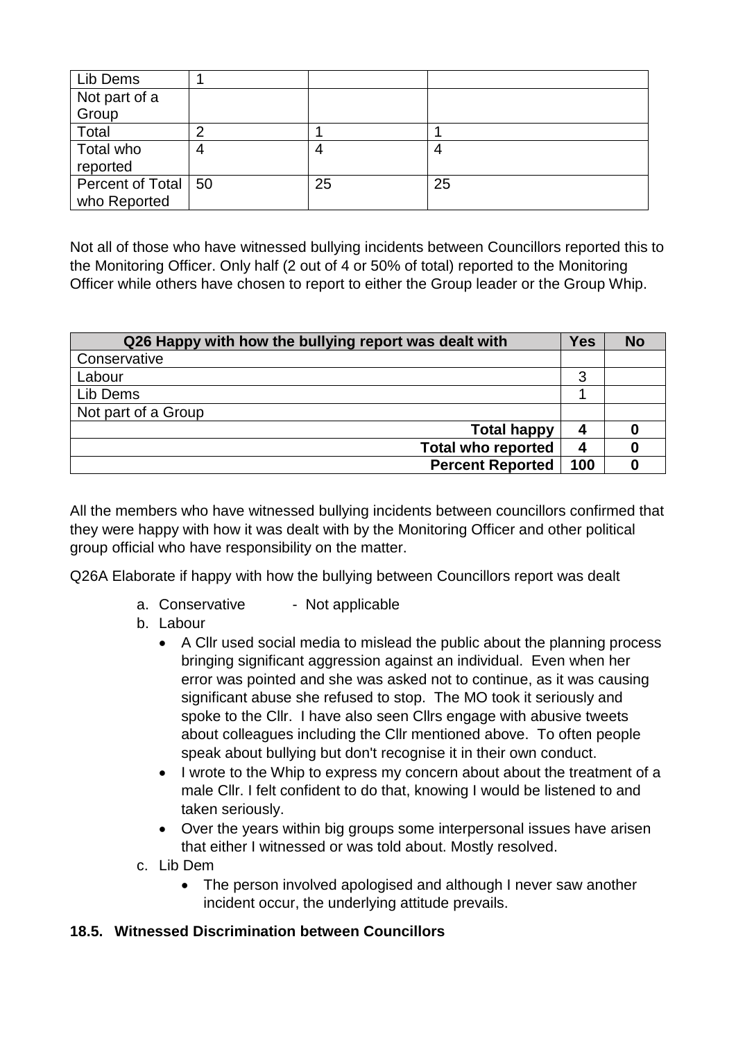| | | | |
|---|---|---|---|
| Lib Dems | 1 | | |
| Not part of a Group | | | |
| Total | 2 | 1 | 1 |
| Total who reported | 4 | 4 | 4 |
| Percent of Total who Reported | 50 | 25 | 25 |

Not all of those who have witnessed bullying incidents between Councillors reported this to the Monitoring Officer. Only half (2 out of 4 or 50% of total) reported to the Monitoring Officer while others have chosen to report to either the Group leader or the Group Whip.

| Q26 Happy with how the bullying report was dealt with | Yes | No |
|---|---|---|
| Conservative | | |
| Labour | 3 | |
| Lib Dems | 1 | |
| Not part of a Group | | |
| **Total happy** | **4** | **0** |
| **Total who reported** | **4** | **0** |
| **Percent Reported** | **100** | **0** |

All the members who have witnessed bullying incidents between councillors confirmed that they were happy with how it was dealt with by the Monitoring Officer and other political group official who have responsibility on the matter.

Q26A Elaborate if happy with how the bullying between Councillors report was dealt

a. Conservative - Not applicable
b. Labour
   - A Cllr used social media to mislead the public about the planning process bringing significant aggression against an individual. Even when her error was pointed and she was asked not to continue, as it was causing significant abuse she refused to stop. The MO took it seriously and spoke to the Cllr. I have also seen Cllrs engage with abusive tweets about colleagues including the Cllr mentioned above. To often people speak about bullying but don't recognise it in their own conduct.
   - I wrote to the Whip to express my concern about about the treatment of a male Cllr. I felt confident to do that, knowing I would be listened to and taken seriously.
   - Over the years within big groups some interpersonal issues have arisen that either I witnessed or was told about. Mostly resolved.
c. Lib Dem
   - The person involved apologised and although I never saw another incident occur, the underlying attitude prevails.

### 18.5. Witnessed Discrimination between Councillors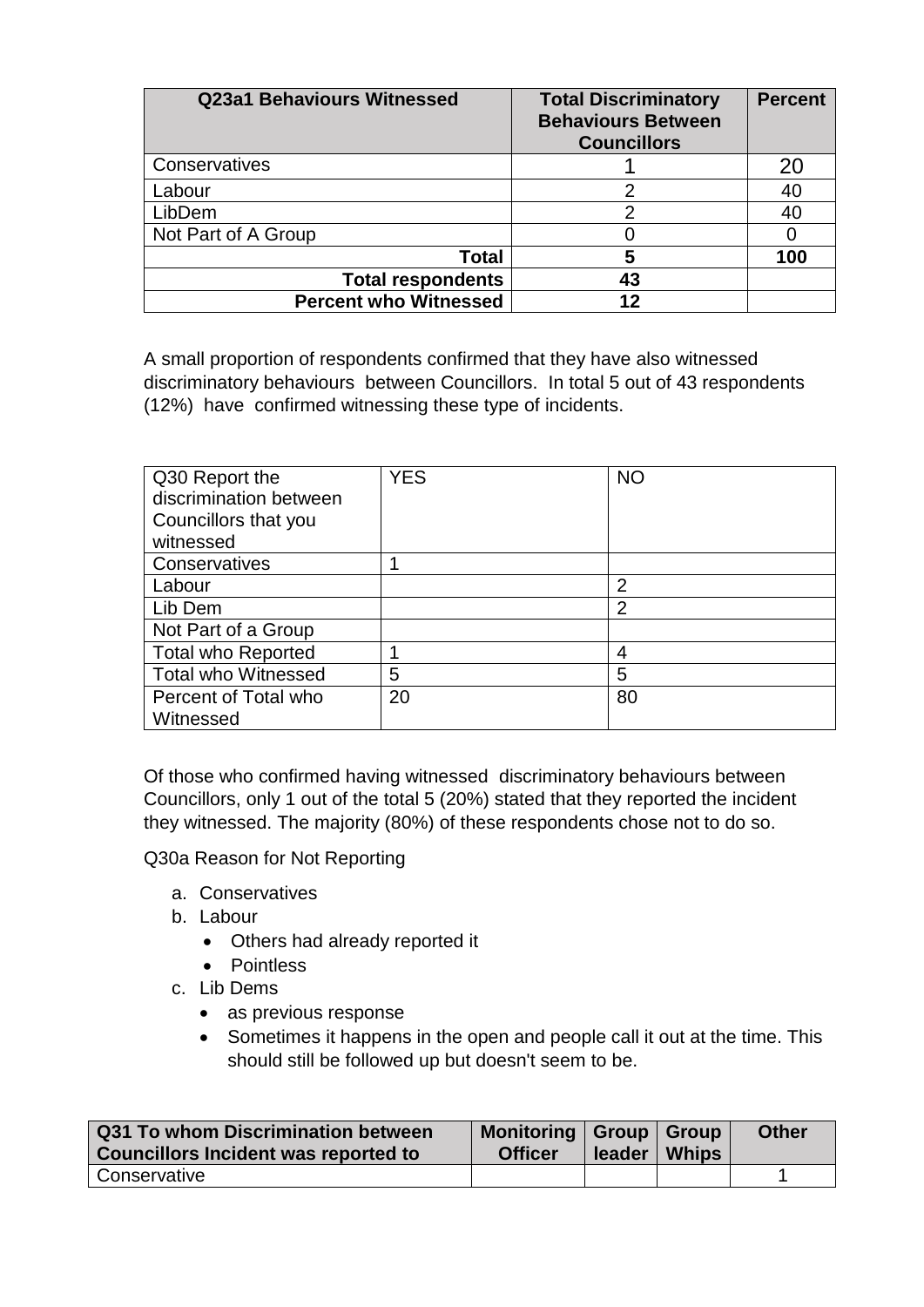| Q23a1 Behaviours Witnessed | Total Discriminatory Behaviours Between Councillors | Percent |
|---|---|---|
| Conservatives | 1 | 20 |
| Labour | 2 | 40 |
| LibDem | 2 | 40 |
| Not Part of A Group | 0 | 0 |
| **Total** | **5** | **100** |
| **Total respondents** | **43** | |
| **Percent who Witnessed** | **12** | |

A small proportion of respondents confirmed that they have also witnessed discriminatory behaviours between Councillors. In total 5 out of 43 respondents (12%) have confirmed witnessing these type of incidents.

| Q30 Report the discrimination between Councillors that you witnessed | YES | NO |
|---|---|---|
| Conservatives | 1 | |
| Labour | | 2 |
| Lib Dem | | 2 |
| Not Part of a Group | | |
| Total who Reported | 1 | 4 |
| Total who Witnessed | 5 | 5 |
| Percent of Total who Witnessed | 20 | 80 |

Of those who confirmed having witnessed discriminatory behaviours between Councillors, only 1 out of the total 5 (20%) stated that they reported the incident they witnessed. The majority (80%) of these respondents chose not to do so.

Q30a Reason for Not Reporting

a. Conservatives
b. Labour
    - Others had already reported it
    - Pointless
c. Lib Dems
    - as previous response
    - Sometimes it happens in the open and people call it out at the time. This should still be followed up but doesn't seem to be.

| Q31 To whom Discrimination between Councillors Incident was reported to | Monitoring Officer | Group leader | Group Whips | Other |
|---|---|---|---|---|
| Conservative | | | | 1 |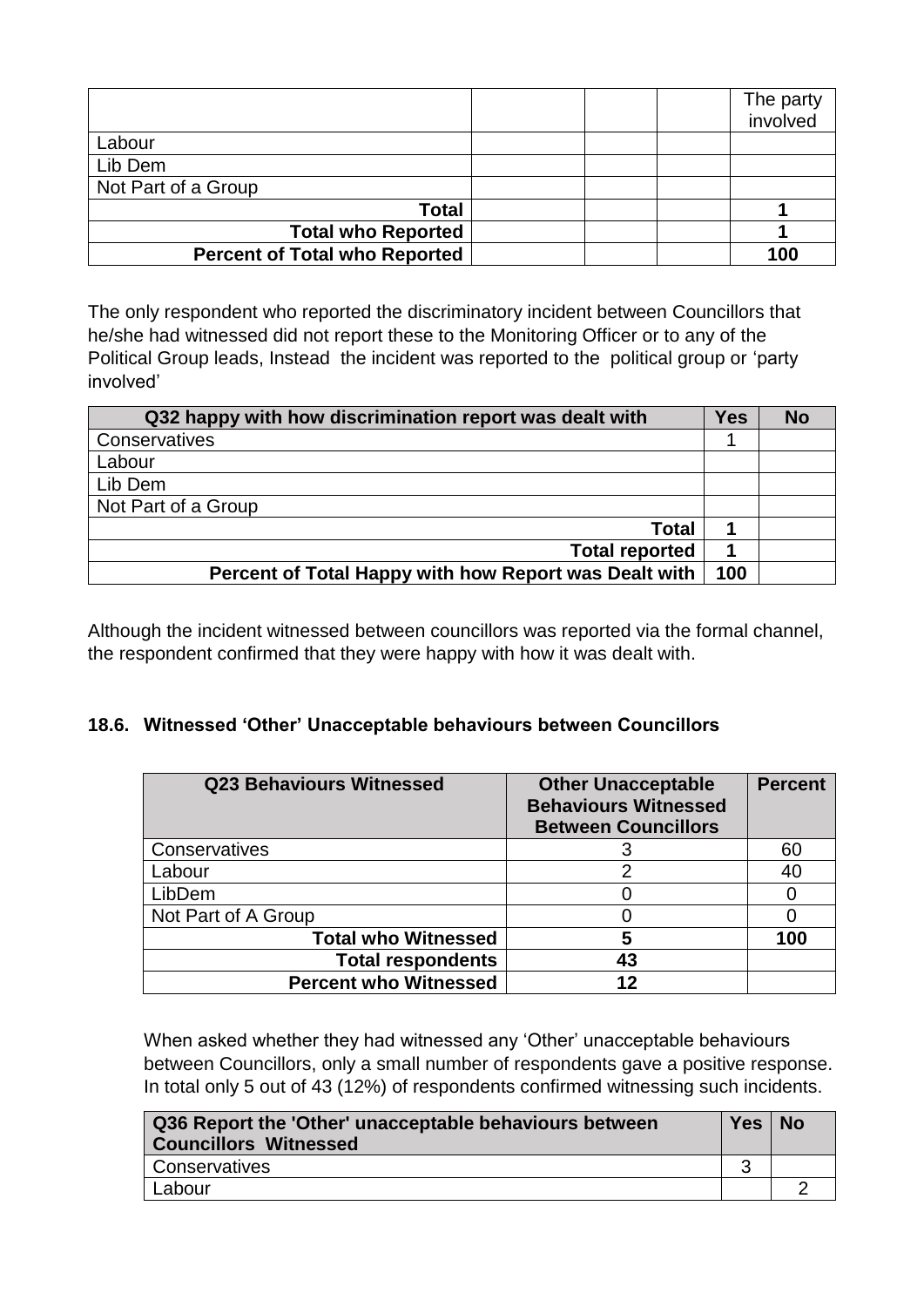| | | | | The party involved |
|---|---|---|---|---|
| Labour | | | | |
| Lib Dem | | | | |
| Not Part of a Group | | | | |
| **Total** | | | | **1** |
| **Total who Reported** | | | | **1** |
| **Percent of Total who Reported** | | | | **100** |

The only respondent who reported the discriminatory incident between Councillors that he/she had witnessed did not report these to the Monitoring Officer or to any of the Political Group leads, Instead the incident was reported to the political group or 'party involved'

| Q32 happy with how discrimination report was dealt with | Yes | No |
|---|---|---|
| Conservatives | 1 | |
| Labour | | |
| Lib Dem | | |
| Not Part of a Group | | |
| **Total** | **1** | |
| **Total reported** | **1** | |
| **Percent of Total Happy with how Report was Dealt with** | **100** | |

Although the incident witnessed between councillors was reported via the formal channel, the respondent confirmed that they were happy with how it was dealt with.

### 18.6. Witnessed 'Other' Unacceptable behaviours between Councillors

| Q23 Behaviours Witnessed | Other Unacceptable Behaviours Witnessed Between Councillors | Percent |
|---|---|---|
| Conservatives | 3 | 60 |
| Labour | 2 | 40 |
| LibDem | 0 | 0 |
| Not Part of A Group | 0 | 0 |
| **Total who Witnessed** | **5** | **100** |
| **Total respondents** | **43** | |
| **Percent who Witnessed** | **12** | |

When asked whether they had witnessed any 'Other' unacceptable behaviours between Councillors, only a small number of respondents gave a positive response. In total only 5 out of 43 (12%) of respondents confirmed witnessing such incidents.

| Q36 Report the 'Other' unacceptable behaviours between Councillors Witnessed | Yes | No |
|---|---|---|
| Conservatives | 3 | |
| Labour | | 2 |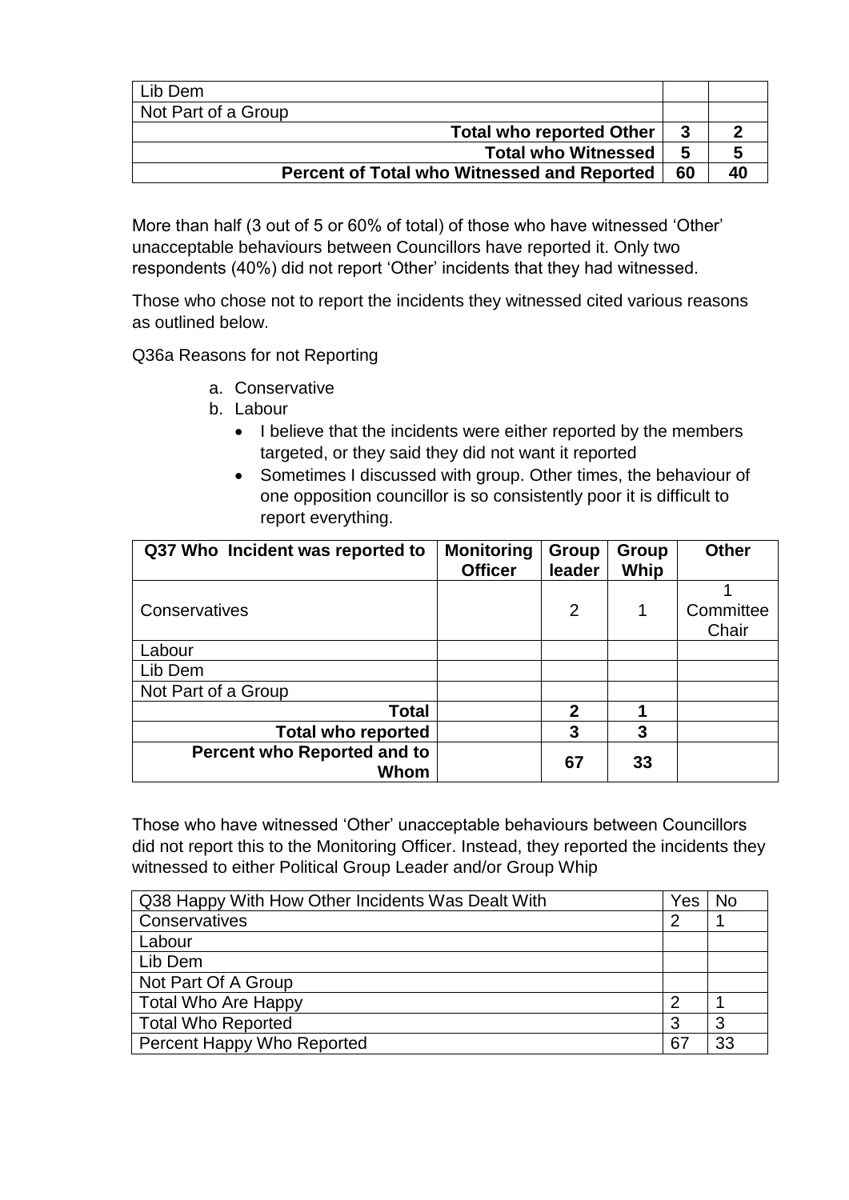| | | |
|---|---|---|
| Lib Dem | | |
| Not Part of a Group | | |
| **Total who reported Other** | **3** | **2** |
| **Total who Witnessed** | **5** | **5** |
| **Percent of Total who Witnessed and Reported** | **60** | **40** |

More than half (3 out of 5 or 60% of total) of those who have witnessed 'Other' unacceptable behaviours between Councillors have reported it. Only two respondents (40%) did not report 'Other' incidents that they had witnessed.

Those who chose not to report the incidents they witnessed cited various reasons as outlined below.

Q36a Reasons for not Reporting

a. Conservative
b. Labour
   - I believe that the incidents were either reported by the members targeted, or they said they did not want it reported
   - Sometimes I discussed with group. Other times, the behaviour of one opposition councillor is so consistently poor it is difficult to report everything.

| Q37 Who Incident was reported to | Monitoring Officer | Group leader | Group Whip | Other |
|---|---|---|---|---|
| Conservatives | | 2 | 1 | 1 Committee Chair |
| Labour | | | | |
| Lib Dem | | | | |
| Not Part of a Group | | | | |
| **Total** | | **2** | **1** | |
| **Total who reported** | | **3** | **3** | |
| **Percent who Reported and to Whom** | | **67** | **33** | |

Those who have witnessed 'Other' unacceptable behaviours between Councillors did not report this to the Monitoring Officer. Instead, they reported the incidents they witnessed to either Political Group Leader and/or Group Whip

| Q38 Happy With How Other Incidents Was Dealt With | Yes | No |
|---|---|---|
| Conservatives | 2 | 1 |
| Labour | | |
| Lib Dem | | |
| Not Part Of A Group | | |
| Total Who Are Happy | 2 | 1 |
| Total Who Reported | 3 | 3 |
| Percent Happy Who Reported | 67 | 33 |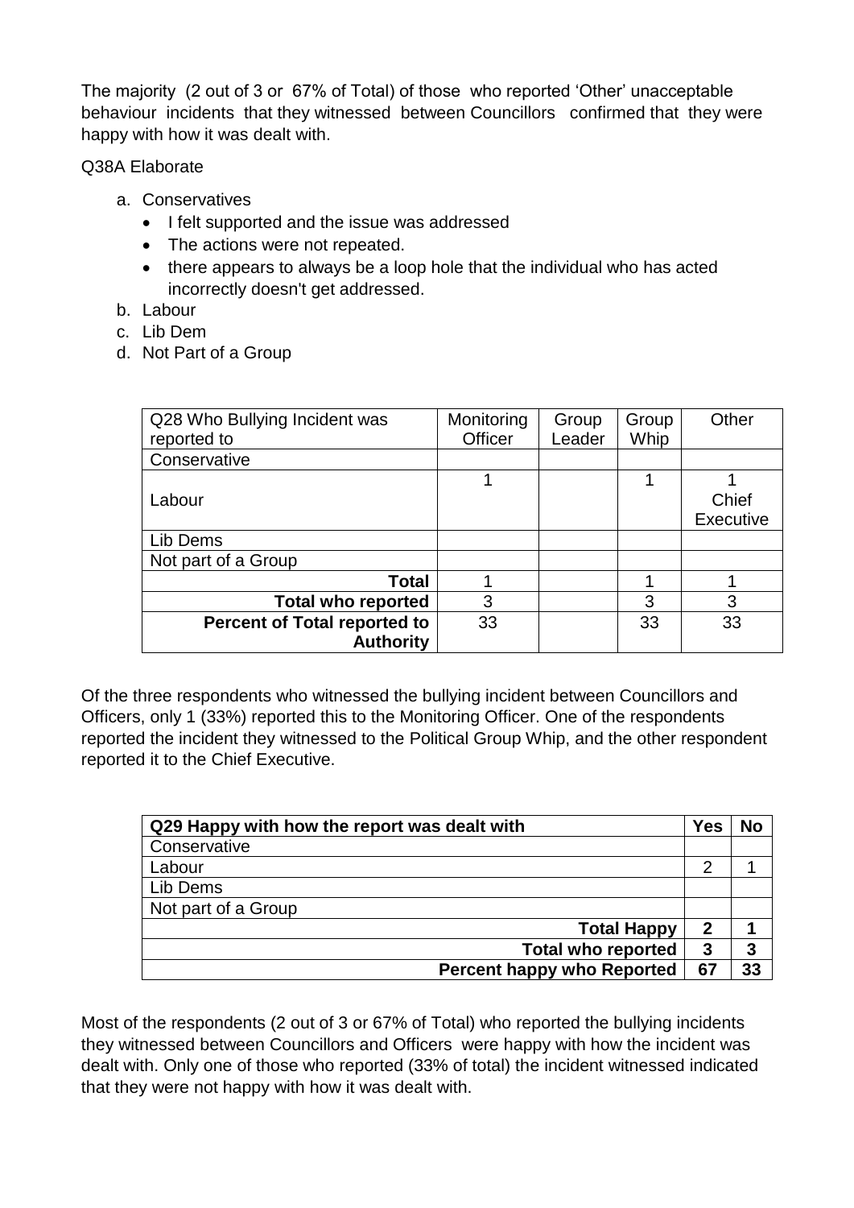The majority (2 out of 3 or 67% of Total) of those who reported 'Other' unacceptable behaviour incidents that they witnessed between Councillors confirmed that they were happy with how it was dealt with.

Q38A Elaborate

a. Conservatives
   - I felt supported and the issue was addressed
   - The actions were not repeated.
   - there appears to always be a loop hole that the individual who has acted incorrectly doesn't get addressed.
b. Labour
c. Lib Dem
d. Not Part of a Group

| Q28 Who Bullying Incident was reported to | Monitoring Officer | Group Leader | Group Whip | Other |
|---|---|---|---|---|
| Conservative | | | | |
| Labour | 1 | | 1 | 1 Chief Executive |
| Lib Dems | | | | |
| Not part of a Group | | | | |
| **Total** | 1 | | 1 | 1 |
| **Total who reported** | 3 | | 3 | 3 |
| **Percent of Total reported to Authority** | 33 | | 33 | 33 |

Of the three respondents who witnessed the bullying incident between Councillors and Officers, only 1 (33%) reported this to the Monitoring Officer. One of the respondents reported the incident they witnessed to the Political Group Whip, and the other respondent reported it to the Chief Executive.

| Q29 Happy with how the report was dealt with | Yes | No |
|---|---|---|
| Conservative | | |
| Labour | 2 | 1 |
| Lib Dems | | |
| Not part of a Group | | |
| **Total Happy** | **2** | **1** |
| **Total who reported** | **3** | **3** |
| **Percent happy who Reported** | **67** | **33** |

Most of the respondents (2 out of 3 or 67% of Total) who reported the bullying incidents they witnessed between Councillors and Officers were happy with how the incident was dealt with. Only one of those who reported (33% of total) the incident witnessed indicated that they were not happy with how it was dealt with.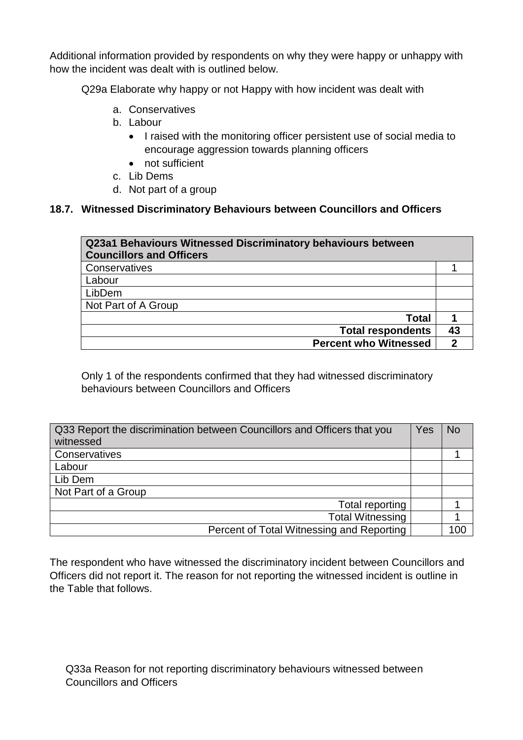Additional information provided by respondents on why they were happy or unhappy with how the incident was dealt with is outlined below.

Q29a Elaborate why happy or not Happy with how incident was dealt with

a. Conservatives
b. Labour
   - I raised with the monitoring officer persistent use of social media to encourage aggression towards planning officers
   - not sufficient
c. Lib Dems
d. Not part of a group

### 18.7. Witnessed Discriminatory Behaviours between Councillors and Officers

| Q23a1 Behaviours Witnessed Discriminatory behaviours between Councillors and Officers | |
|---|---|
| Conservatives | 1 |
| Labour | |
| LibDem | |
| Not Part of A Group | |
| **Total** | **1** |
| **Total respondents** | **43** |
| **Percent who Witnessed** | **2** |

Only 1 of the respondents confirmed that they had witnessed discriminatory behaviours between Councillors and Officers

| Q33 Report the discrimination between Councillors and Officers that you witnessed | Yes | No |
|---|---|---|
| Conservatives | | 1 |
| Labour | | |
| Lib Dem | | |
| Not Part of a Group | | |
| Total reporting | | 1 |
| Total Witnessing | | 1 |
| Percent of Total Witnessing and Reporting | | 100 |

The respondent who have witnessed the discriminatory incident between Councillors and Officers did not report it. The reason for not reporting the witnessed incident is outline in the Table that follows.

Q33a Reason for not reporting discriminatory behaviours witnessed between Councillors and Officers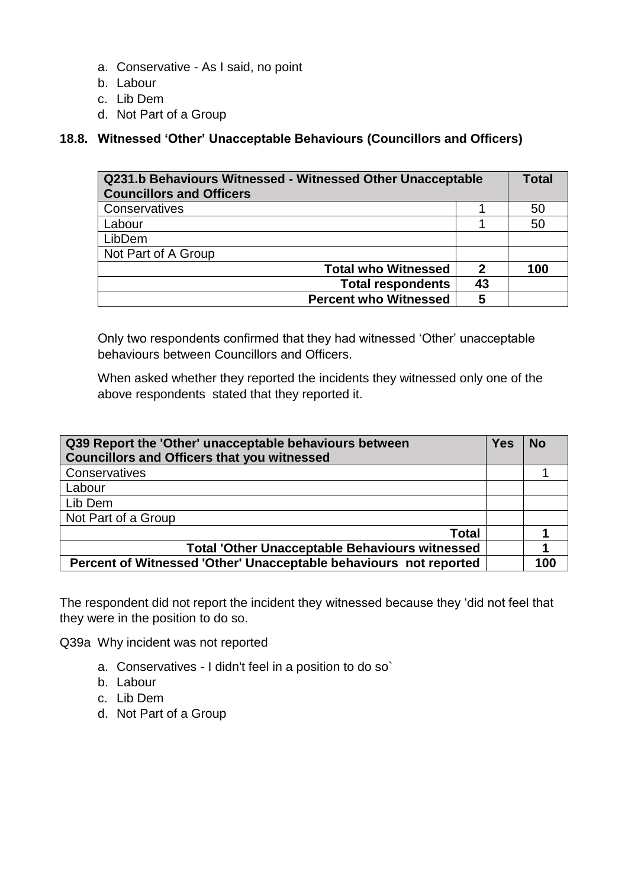a. Conservative - As I said, no point
b. Labour
c. Lib Dem
d. Not Part of a Group

### 18.8. Witnessed 'Other' Unacceptable Behaviours (Councillors and Officers)

| Q231.b Behaviours Witnessed - Witnessed Other Unacceptable Councillors and Officers | | Total |
|---|---|---|
| Conservatives | 1 | 50 |
| Labour | 1 | 50 |
| LibDem | | |
| Not Part of A Group | | |
| **Total who Witnessed** | **2** | **100** |
| **Total respondents** | **43** | |
| **Percent who Witnessed** | **5** | |

Only two respondents confirmed that they had witnessed 'Other' unacceptable behaviours between Councillors and Officers.

When asked whether they reported the incidents they witnessed only one of the above respondents stated that they reported it.

| Q39 Report the 'Other' unacceptable behaviours between Councillors and Officers that you witnessed | Yes | No |
|---|---|---|
| Conservatives | | 1 |
| Labour | | |
| Lib Dem | | |
| Not Part of a Group | | |
| **Total** | | **1** |
| **Total 'Other Unacceptable Behaviours witnessed** | | **1** |
| **Percent of Witnessed 'Other' Unacceptable behaviours not reported** | | **100** |

The respondent did not report the incident they witnessed because they 'did not feel that they were in the position to do so.

Q39a Why incident was not reported

a. Conservatives - I didn't feel in a position to do so`
b. Labour
c. Lib Dem
d. Not Part of a Group